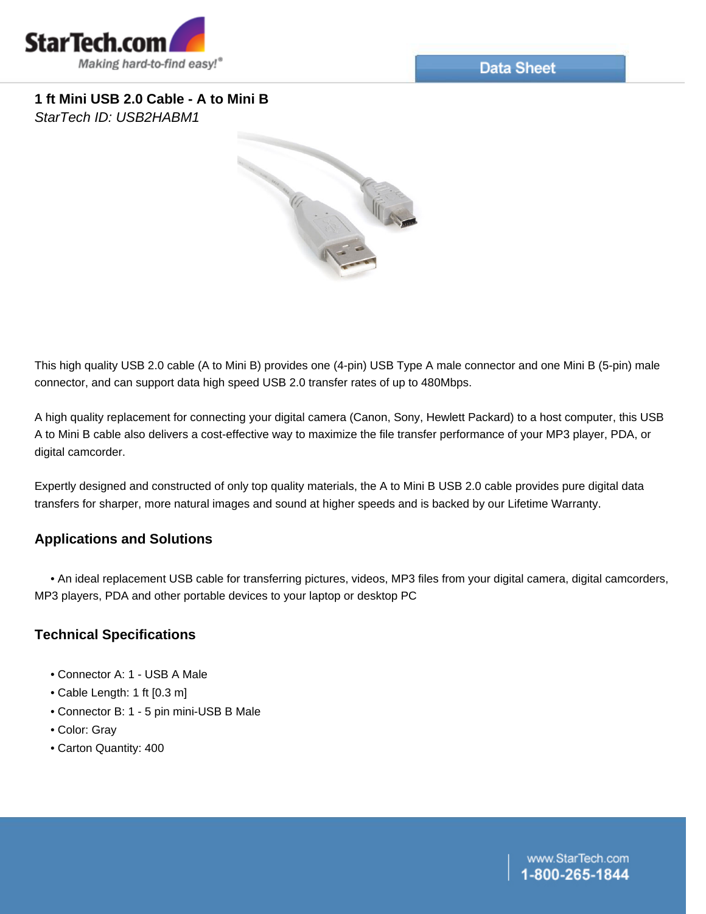StarTech.com

Making hard-to-find easy!®

Data Sheet

# 1 ft Mini USB 2.0 Cable - A to Mini B

*StarTech ID: USB2HABM1*

This high quality USB 2.0 cable (A to Mini B) provides one (4-pin) USB Type A male connector and one Mini B (5-pin) male connector, and can support data high speed USB 2.0 transfer rates of up to 480Mbps.

A high quality replacement for connecting your digital camera (Canon, Sony, Hewlett Packard) to a host computer, this USB A to Mini B cable also delivers a cost-effective way to maximize the file transfer performance of your MP3 player, PDA, or digital camcorder.

Expertly designed and constructed of only top quality materials, the A to Mini B USB 2.0 cable provides pure digital data transfers for sharper, more natural images and sound at higher speeds and is backed by our Lifetime Warranty.

## Applications and Solutions

- An ideal replacement USB cable for transferring pictures, videos, MP3 files from your digital camera, digital camcorders, MP3 players, PDA and other portable devices to your laptop or desktop PC

## Technical Specifications

- Connector A: 1 - USB A Male
- Cable Length: 1 ft [0.3 m]
- Connector B: 1 - 5 pin mini-USB B Male
- Color: Gray
- Carton Quantity: 400

www.StarTech.com
1-800-265-1844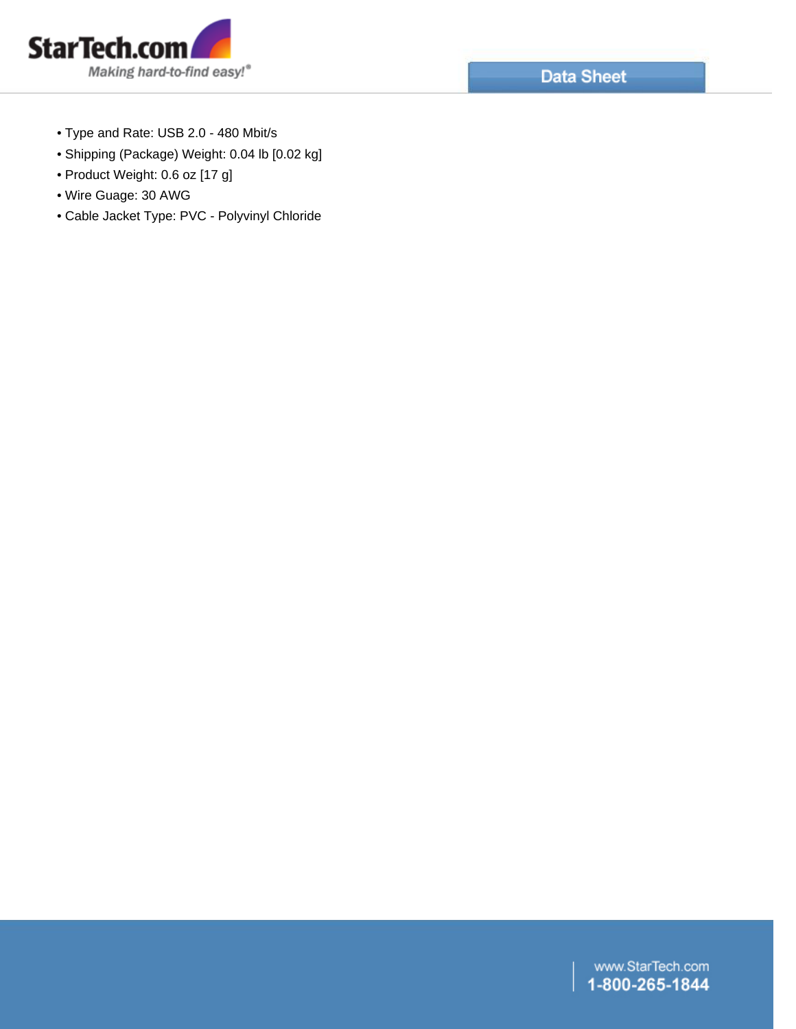- Type and Rate: USB 2.0 - 480 Mbit/s
- Shipping (Package) Weight: 0.04 lb [0.02 kg]
- Product Weight: 0.6 oz [17 g]
- Wire Guage: 30 AWG
- Cable Jacket Type: PVC - Polyvinyl Chloride